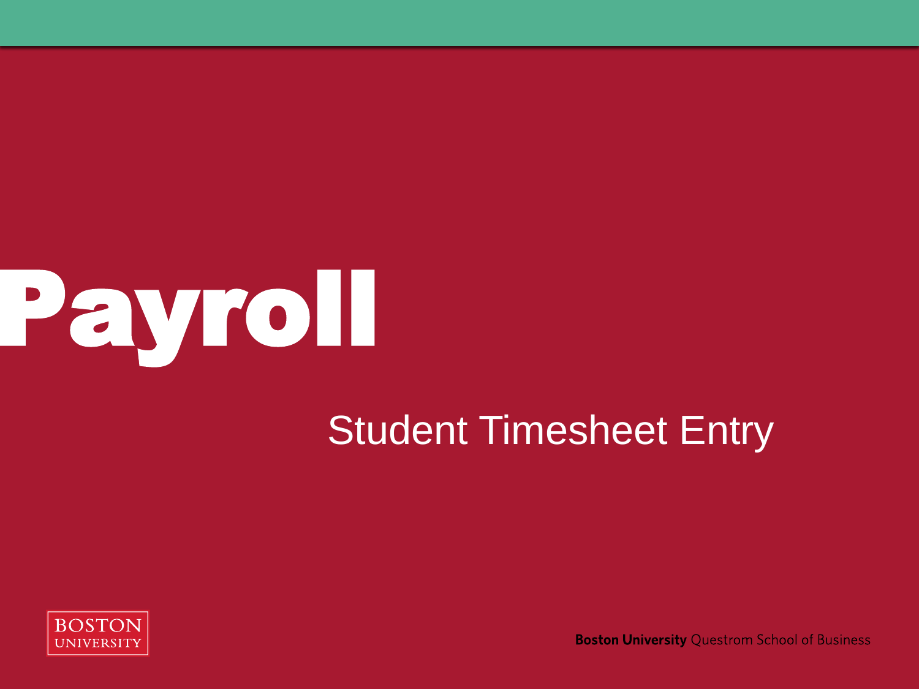# Payroll

## Student Timesheet Entry

BOSTON UNIVERSITY

**Boston University** Questrom School of Business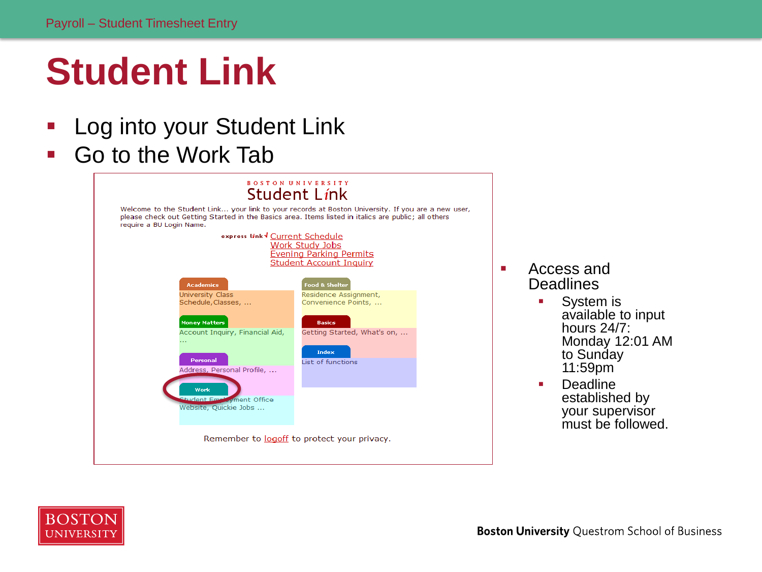# Student Link

- Log into your Student Link
- Go to the Work Tab

BOSTON UNIVERSITY
Student Link

Welcome to the Student Link... your link to your records at Boston University. If you are a new user, please check out Getting Started in the Basics area. Items listed in italics are public; all others require a BU Login Name.

express link√ Current Schedule
Work Study Jobs
Evening Parking Permits
Student Account Inquiry

**Academics**
University Class Schedule,Classes, ...

**Food & Shelter**
Residence Assignment, Convenience Points, ...

**Money Matters**
Account Inquiry, Financial Aid, ...

**Basics**
Getting Started, What's on, ...

**Index**
List of functions

**Personal**
Address, Personal Profile, ...

**Work**
Student Employment Office Website, Quickie Jobs ...

Remember to logoff to protect your privacy.

- Access and Deadlines
  - System is available to input hours 24/7: Monday 12:01 AM to Sunday 11:59pm
  - Deadline established by your supervisor must be followed.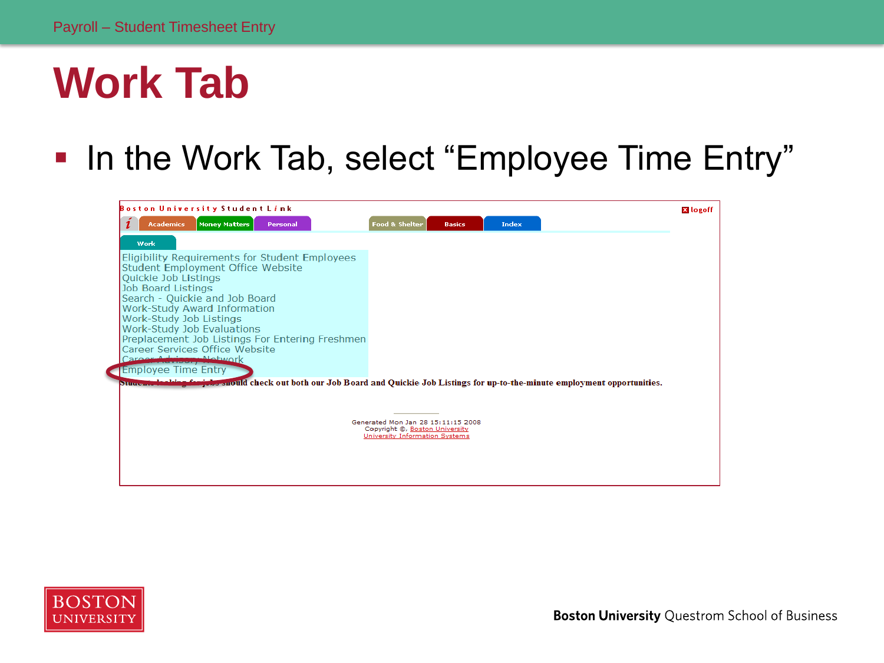# Work Tab

- In the Work Tab, select "Employee Time Entry"

Boston University Student Link

logoff

Academics | Money Matters | Personal | Food & Shelter | Basics | Index

Work

Eligibility Requirements for Student Employees
Student Employment Office Website
Quickie Job Listings
Job Board Listings
Search - Quickie and Job Board
Work-Study Award Information
Work-Study Job Listings
Work-Study Job Evaluations
Preplacement Job Listings For Entering Freshmen
Career Services Office Website
Career Advisory Network
Employee Time Entry

Students looking for jobs should check out both our Job Board and Quickie Job Listings for up-to-the-minute employment opportunities.

Generated Mon Jan 28 15:11:15 2008
Copyright ©, Boston University
University Information Systems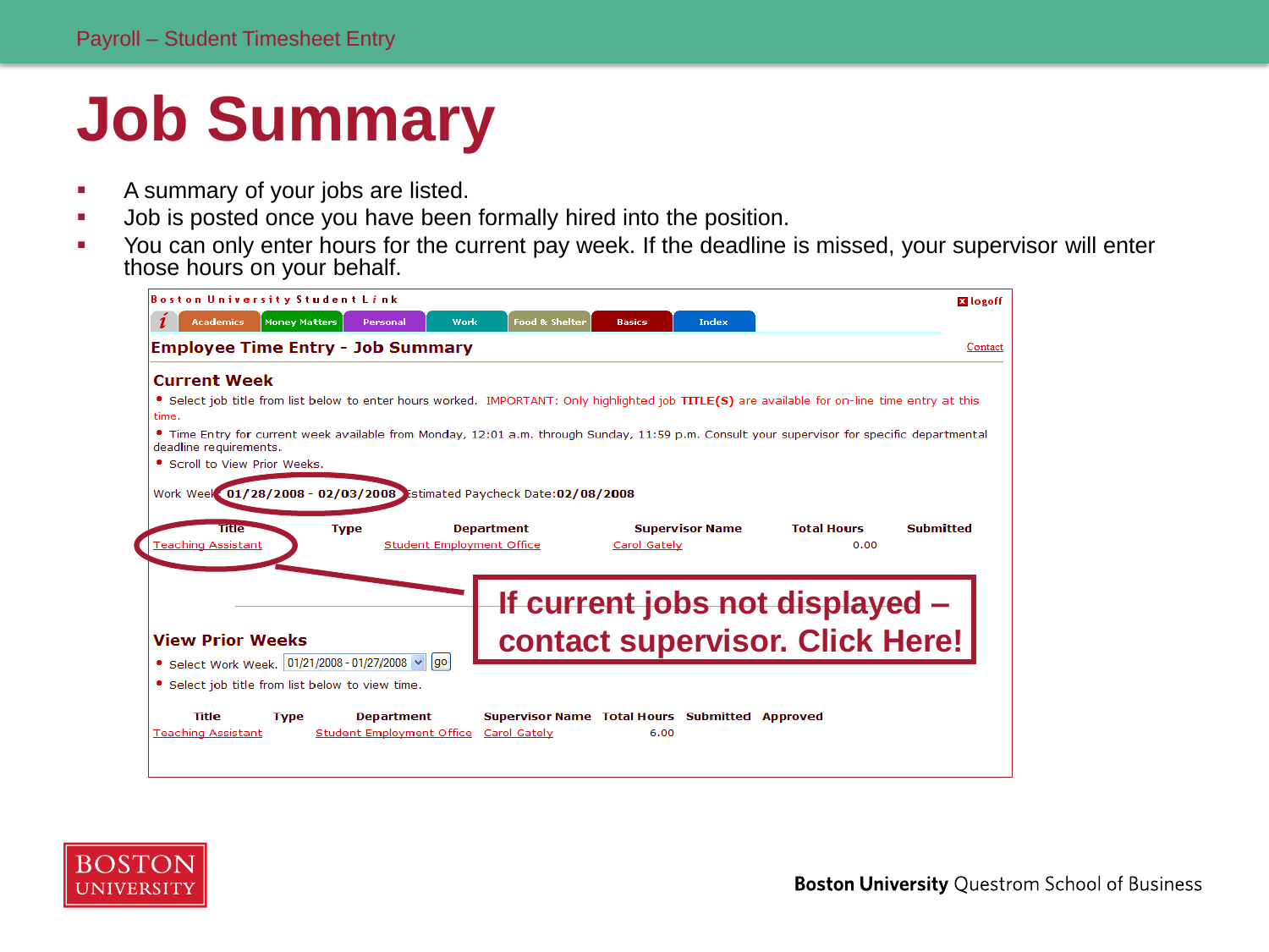# Job Summary

- A summary of your jobs are listed.
- Job is posted once you have been formally hired into the position.
- You can only enter hours for the current pay week. If the deadline is missed, your supervisor will enter those hours on your behalf.

Boston University Student Link

Academics | Money Matters | Personal | Work | Food & Shelter | Basics | Index

logoff

## Employee Time Entry - Job Summary

Contact

### Current Week

- Select job title from list below to enter hours worked. IMPORTANT: Only highlighted job **TITLE(S)** are available for on-line time entry at this time.
- Time Entry for current week available from Monday, 12:01 a.m. through Sunday, 11:59 p.m. Consult your supervisor for specific departmental deadline requirements.
- Scroll to View Prior Weeks.

Work Week: **01/28/2008 - 02/03/2008** Estimated Paycheck Date:**02/08/2008**

| Title | Type | Department | Supervisor Name | Total Hours | Submitted |
|---|---|---|---|---|---|
| Teaching Assistant | | Student Employment Office | Carol Gately | 0.00 | |

**If current jobs not displayed – contact supervisor. Click Here!**

### View Prior Weeks

- Select Work Week. 01/21/2008 - 01/27/2008 go
- Select job title from list below to view time.

| Title | Type | Department | Supervisor Name | Total Hours | Submitted | Approved |
|---|---|---|---|---|---|---|
| Teaching Assistant | | Student Employment Office | Carol Gately | 6.00 | | |

BOSTON UNIVERSITY

**Boston University** Questrom School of Business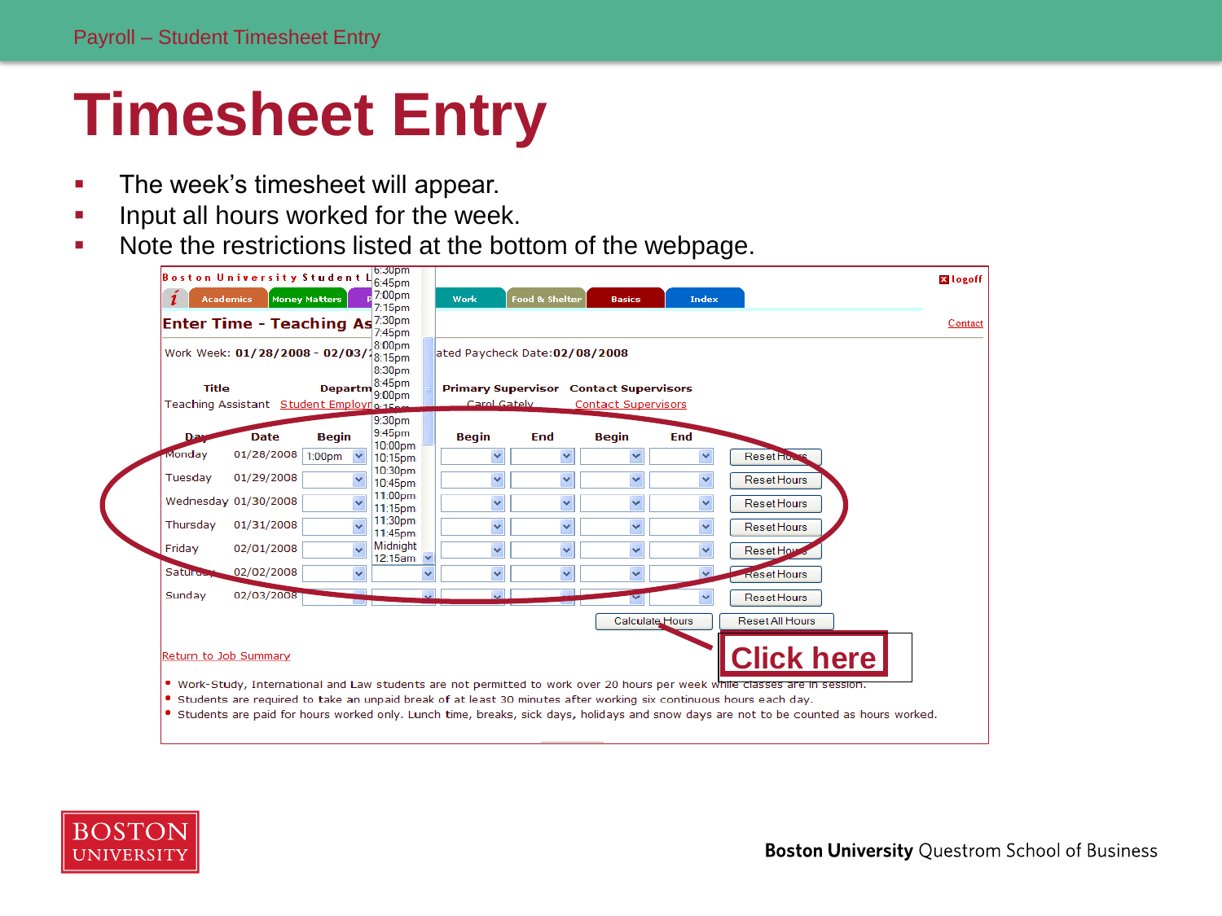# Timesheet Entry

- The week's timesheet will appear.
- Input all hours worked for the week.
- Note the restrictions listed at the bottom of the webpage.

Boston University Student Link

Academics | Money Matters | Work | Food & Shelter | Basics | Index

logoff

Contact

**Enter Time - Teaching Assistant**

Work Week: **01/28/2008 - 02/03/2008** Estimated Paycheck Date: **02/08/2008**

| Title | Department | Primary Supervisor | Contact Supervisors |
|---|---|---|---|
| Teaching Assistant | Student Employment | Carol Gately | Contact Supervisors |

| Day | Date | Begin | End | Begin | End | Begin | End | |
|---|---|---|---|---|---|---|---|---|
| Monday | 01/28/2008 | 1:00pm | | | | | | Reset Hours |
| Tuesday | 01/29/2008 | | | | | | | Reset Hours |
| Wednesday | 01/30/2008 | | | | | | | Reset Hours |
| Thursday | 01/31/2008 | | | | | | | Reset Hours |
| Friday | 02/01/2008 | | | | | | | Reset Hours |
| Saturday | 02/02/2008 | | | | | | | Reset Hours |
| Sunday | 02/03/2008 | | | | | | | Reset Hours |

Dropdown options: 6:30pm, 6:45pm, 7:00pm, 7:15pm, 7:30pm, 7:45pm, 8:00pm, 8:15pm, 8:30pm, 8:45pm, 9:00pm, 9:15pm, 9:30pm, 9:45pm, 10:00pm, 10:15pm, 10:30pm, 10:45pm, 11:00pm, 11:15pm, 11:30pm, 11:45pm, Midnight, 12:15am

Calculate Hours | Reset All Hours

**Click here**

Return to Job Summary

- Work-Study, International and Law students are not permitted to work over 20 hours per week while classes are in session.
- Students are required to take an unpaid break of at least 30 minutes after working six continuous hours each day.
- Students are paid for hours worked only. Lunch time, breaks, sick days, holidays and snow days are not to be counted as hours worked.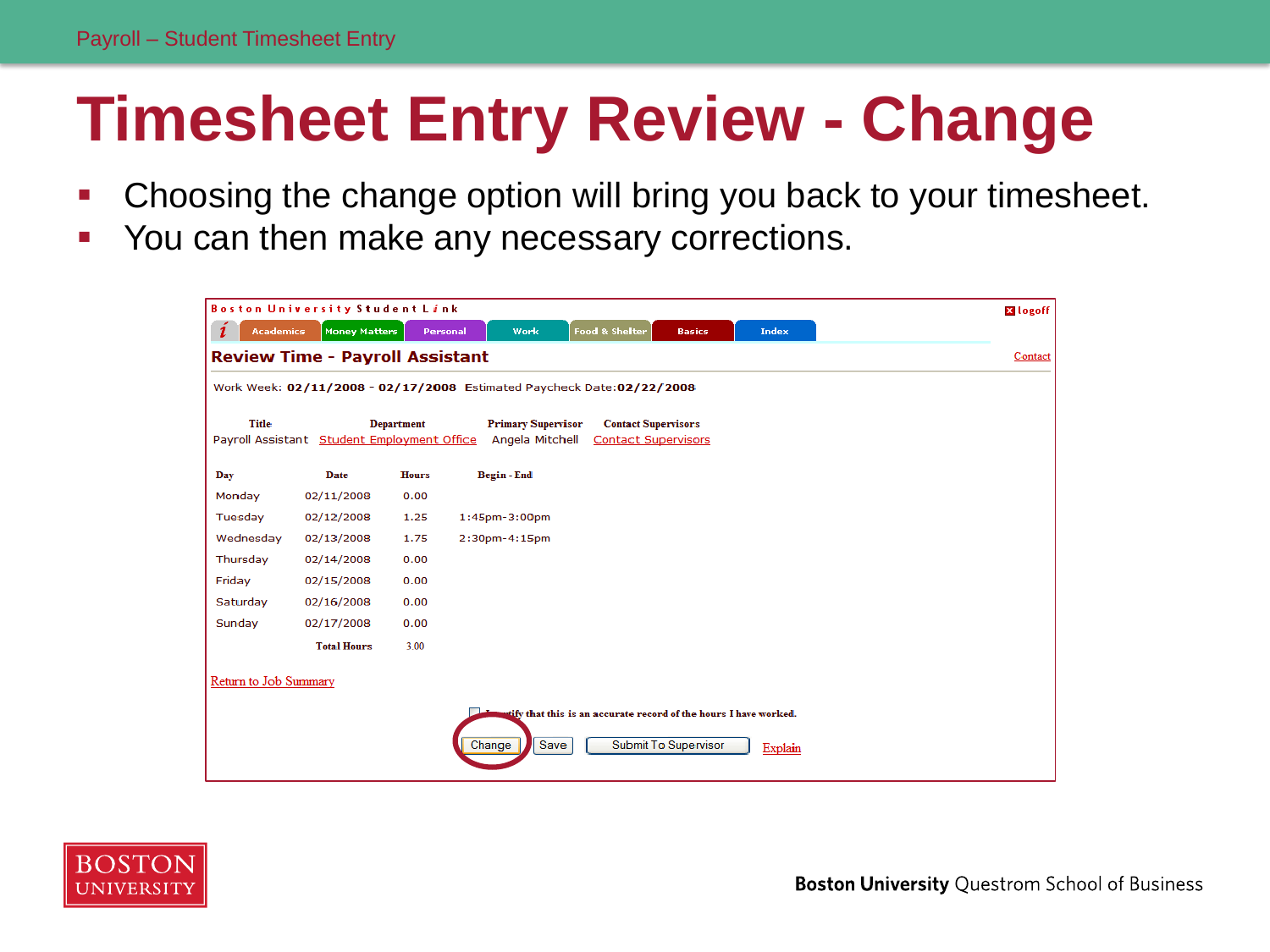# Timesheet Entry Review - Change

- Choosing the change option will bring you back to your timesheet.
- You can then make any necessary corrections.

Boston University Student Link

logoff

Academics | Money Matters | Personal | Work | Food & Shelter | Basics | Index

## Review Time - Payroll Assistant

Contact

Work Week: **02/11/2008 - 02/17/2008** Estimated Paycheck Date:**02/22/2008**

| Title | Department | Primary Supervisor | Contact Supervisors |
|---|---|---|---|
| Payroll Assistant | Student Employment Office | Angela Mitchell | Contact Supervisors |

| Day | Date | Hours | Begin - End |
|---|---|---|---|
| Monday | 02/11/2008 | 0.00 | |
| Tuesday | 02/12/2008 | 1.25 | 1:45pm-3:00pm |
| Wednesday | 02/13/2008 | 1.75 | 2:30pm-4:15pm |
| Thursday | 02/14/2008 | 0.00 | |
| Friday | 02/15/2008 | 0.00 | |
| Saturday | 02/16/2008 | 0.00 | |
| Sunday | 02/17/2008 | 0.00 | |
| | **Total Hours** | 3.00 | |

Return to Job Summary

☐ I certify that this is an accurate record of the hours I have worked.

Change | Save | Submit To Supervisor | Explain

Boston University Questrom School of Business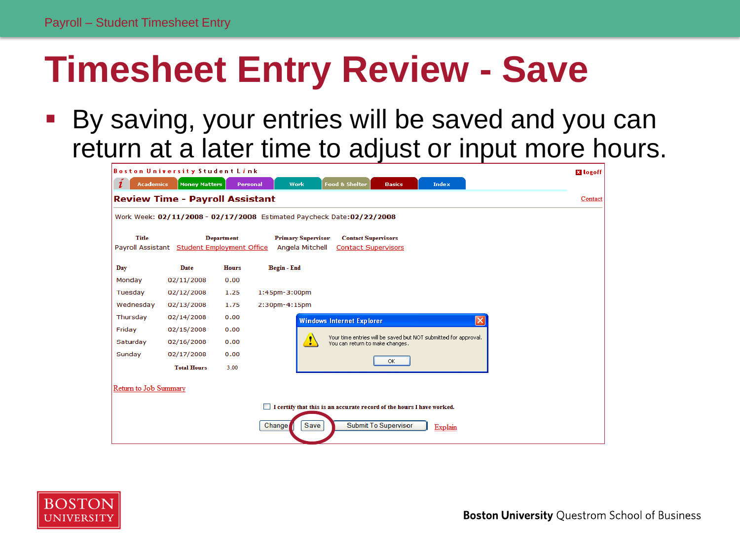# Timesheet Entry Review - Save

- By saving, your entries will be saved and you can return at a later time to adjust or input more hours.

Boston University Student Link

Academics | Money Matters | Personal | Work | Food & Shelter | Basics | Index

logoff

## Review Time - Payroll Assistant

Contact

Work Week: **02/11/2008 - 02/17/2008** Estimated Paycheck Date:**02/22/2008**

| Title | Department | Primary Supervisor | Contact Supervisors |
|---|---|---|---|
| Payroll Assistant | Student Employment Office | Angela Mitchell | Contact Supervisors |

| Day | Date | Hours | Begin - End |
|---|---|---|---|
| Monday | 02/11/2008 | 0.00 | |
| Tuesday | 02/12/2008 | 1.25 | 1:45pm-3:00pm |
| Wednesday | 02/13/2008 | 1.75 | 2:30pm-4:15pm |
| Thursday | 02/14/2008 | 0.00 | |
| Friday | 02/15/2008 | 0.00 | |
| Saturday | 02/16/2008 | 0.00 | |
| Sunday | 02/17/2008 | 0.00 | |
| | Total Hours | 3.00 | |

**Windows Internet Explorer**

Your time entries will be saved but NOT submitted for approval. You can return to make changes.

OK

Return to Job Summary

☐ I certify that this is an accurate record of the hours I have worked.

Change | Save | Submit To Supervisor | Explain

Boston University Questrom School of Business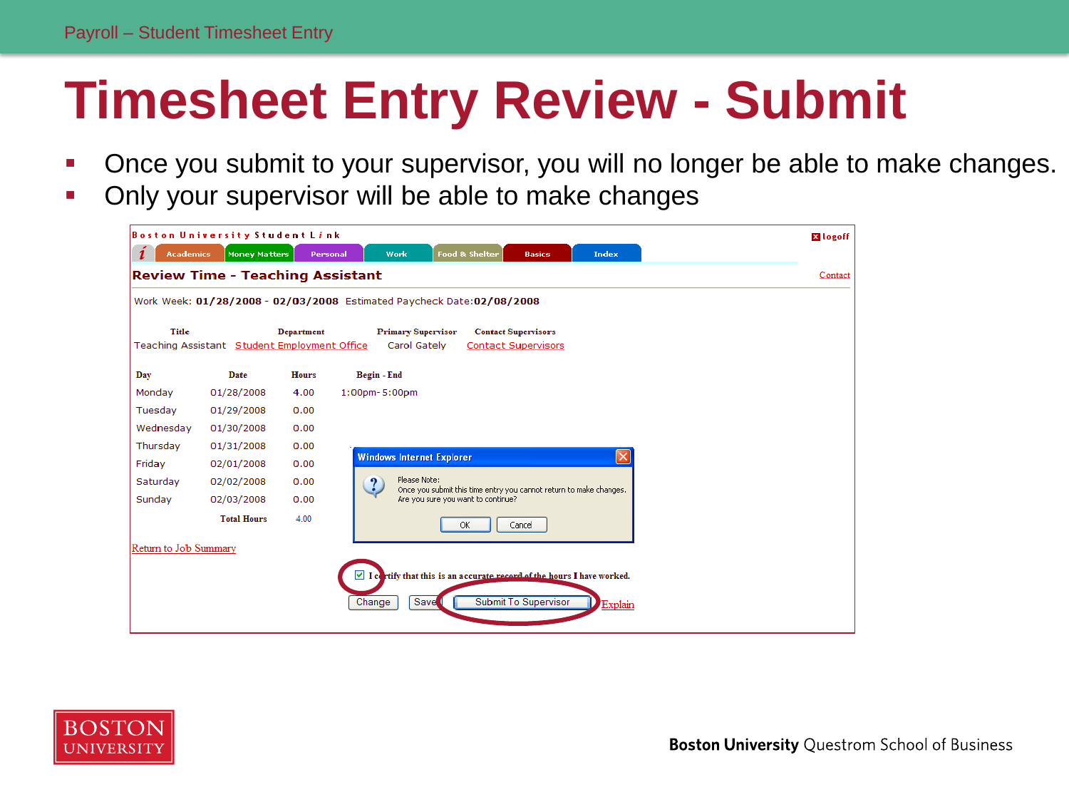# Timesheet Entry Review - Submit

- Once you submit to your supervisor, you will no longer be able to make changes.
- Only your supervisor will be able to make changes

Boston University Student Link

Academics | Money Matters | Personal | Work | Food & Shelter | Basics | Index

logoff

## Review Time - Teaching Assistant

Contact

Work Week: **01/28/2008 - 02/03/2008** Estimated Paycheck Date:**02/08/2008**

| Title | Department | Primary Supervisor | Contact Supervisors |
|---|---|---|---|
| Teaching Assistant | Student Employment Office | Carol Gately | Contact Supervisors |

| Day | Date | Hours | Begin - End |
|---|---|---|---|
| Monday | 01/28/2008 | 4.00 | 1:00pm- 5:00pm |
| Tuesday | 01/29/2008 | 0.00 | |
| Wednesday | 01/30/2008 | 0.00 | |
| Thursday | 01/31/2008 | 0.00 | |
| Friday | 02/01/2008 | 0.00 | |
| Saturday | 02/02/2008 | 0.00 | |
| Sunday | 02/03/2008 | 0.00 | |
| | Total Hours | 4.00 | |

Windows Internet Explorer

Please Note:
Once you submit this time entry you cannot return to make changes.
Are you sure you want to continue?

OK | Cancel

Return to Job Summary

☑ I certify that this is an accurate record of the hours I have worked.

Change | Save | Submit To Supervisor | Explain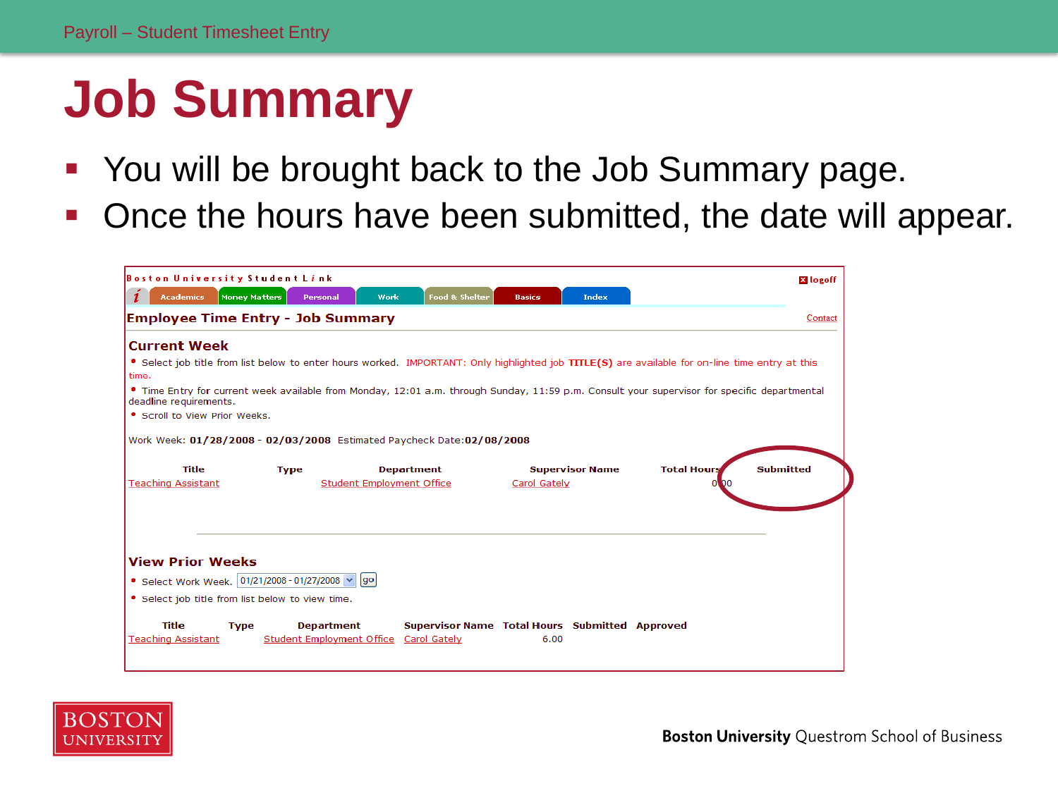# Job Summary

- You will be brought back to the Job Summary page.
- Once the hours have been submitted, the date will appear.

Boston University Student Link

logoff

Academics | Money Matters | Personal | Work | Food & Shelter | Basics | Index

## Employee Time Entry - Job Summary

Contact

### Current Week

- Select job title from list below to enter hours worked. IMPORTANT: Only highlighted job **TITLE(S)** are available for on-line time entry at this time.
- Time Entry for current week available from Monday, 12:01 a.m. through Sunday, 11:59 p.m. Consult your supervisor for specific departmental deadline requirements.
- Scroll to View Prior Weeks.

Work Week: **01/28/2008 - 02/03/2008** Estimated Paycheck Date:**02/08/2008**

| Title | Type | Department | Supervisor Name | Total Hours | Submitted |
|---|---|---|---|---|---|
| Teaching Assistant | | Student Employment Office | Carol Gately | 0.00 | |

### View Prior Weeks

- Select Work Week. 01/21/2008 - 01/27/2008 go
- Select job title from list below to view time.

| Title | Type | Department | Supervisor Name | Total Hours | Submitted | Approved |
|---|---|---|---|---|---|---|
| Teaching Assistant | | Student Employment Office | Carol Gately | 6.00 | | |

**Boston University** Questrom School of Business